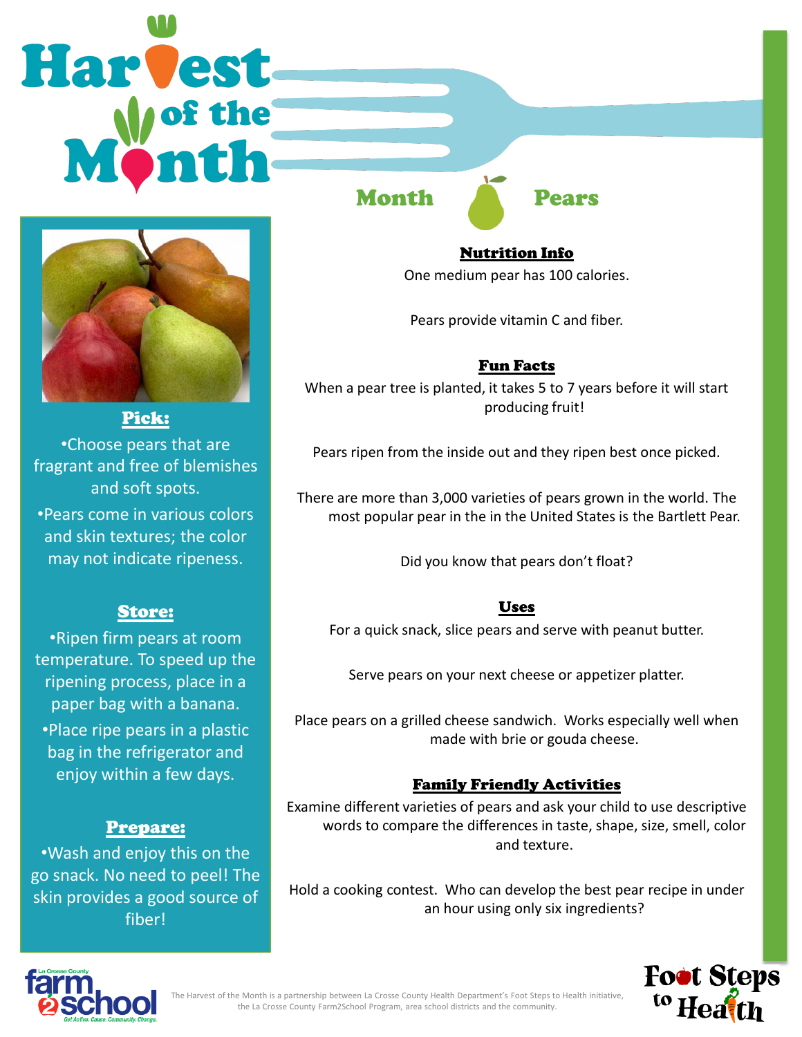# Harvest of the Month

## Month: Pears

### Pick:

- Choose pears that are fragrant and free of blemishes and soft spots.
- Pears come in various colors and skin textures; the color may not indicate ripeness.

### Store:

- Ripen firm pears at room temperature. To speed up the ripening process, place in a paper bag with a banana.
- Place ripe pears in a plastic bag in the refrigerator and enjoy within a few days.

### Prepare:

- Wash and enjoy this on the go snack. No need to peel! The skin provides a good source of fiber!

### Nutrition Info

One medium pear has 100 calories.

Pears provide vitamin C and fiber.

### Fun Facts

When a pear tree is planted, it takes 5 to 7 years before it will start producing fruit!

Pears ripen from the inside out and they ripen best once picked.

There are more than 3,000 varieties of pears grown in the world. The most popular pear in the in the United States is the Bartlett Pear.

Did you know that pears don't float?

### Uses

For a quick snack, slice pears and serve with peanut butter.

Serve pears on your next cheese or appetizer platter.

Place pears on a grilled cheese sandwich. Works especially well when made with brie or gouda cheese.

### Family Friendly Activities

Examine different varieties of pears and ask your child to use descriptive words to compare the differences in taste, shape, size, smell, color and texture.

Hold a cooking contest. Who can develop the best pear recipe in under an hour using only six ingredients?

La Crosse County farm 2 school — Get Active. Cause. Community. Change.

The Harvest of the Month is a partnership between La Crosse County Health Department's Foot Steps to Health initiative, the La Crosse County Farm2School Program, area school districts and the community.

Foot Steps to Health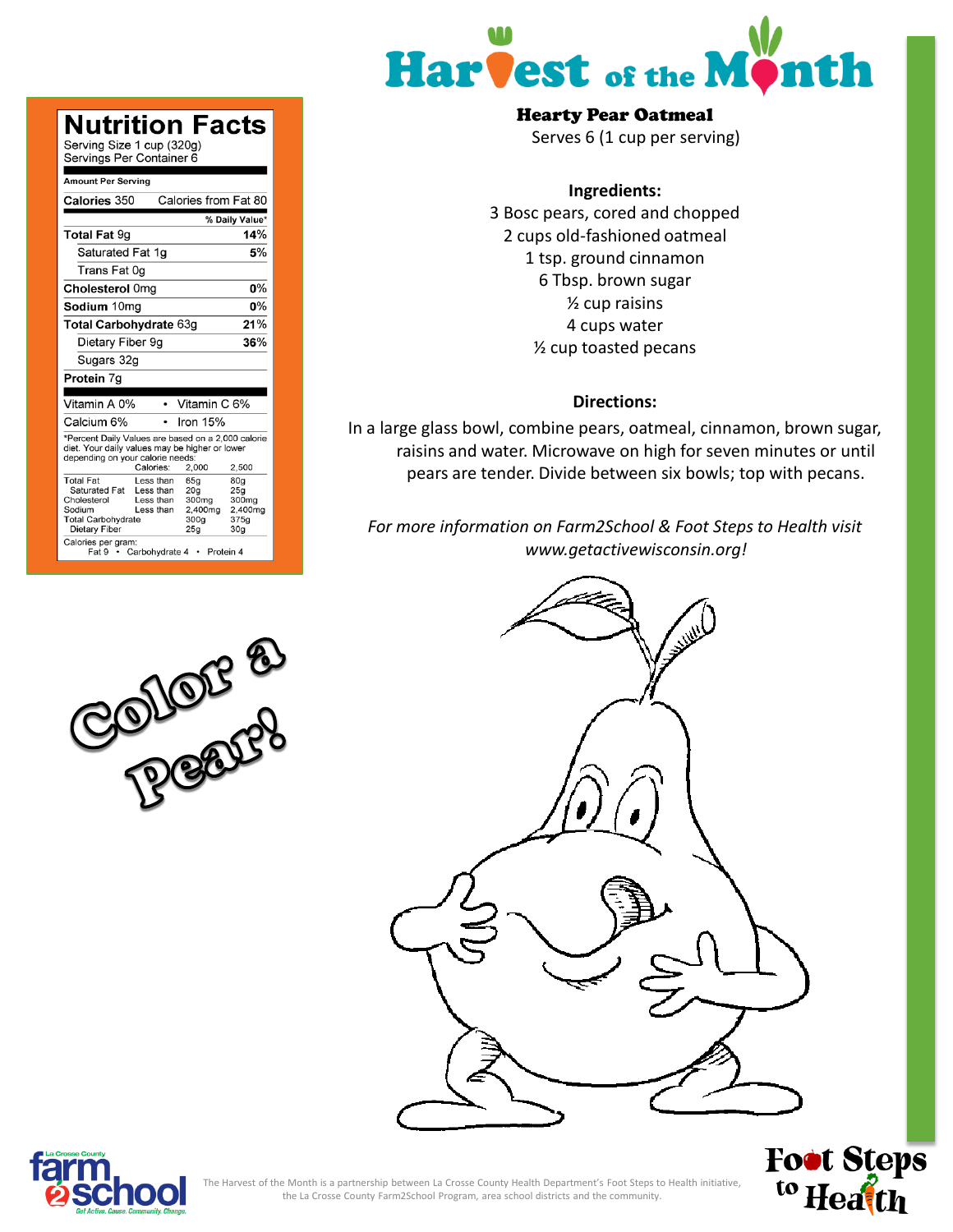# Harvest of the Month

## Hearty Pear Oatmeal

Serves 6 (1 cup per serving)

**Ingredients:**

3 Bosc pears, cored and chopped
2 cups old-fashioned oatmeal
1 tsp. ground cinnamon
6 Tbsp. brown sugar
½ cup raisins
4 cups water
½ cup toasted pecans

**Directions:**

In a large glass bowl, combine pears, oatmeal, cinnamon, brown sugar, raisins and water. Microwave on high for seven minutes or until pears are tender. Divide between six bowls; top with pecans.

*For more information on Farm2School & Foot Steps to Health visit www.getactivewisconsin.org!*

## Nutrition Facts

Serving Size 1 cup (320g)
Servings Per Container 6

**Amount Per Serving**

| | |
|---|---|
| **Calories** 350 | Calories from Fat 80 |
| | **% Daily Value*** |
| **Total Fat** 9g | **14%** |
| Saturated Fat 1g | **5%** |
| Trans Fat 0g | |
| **Cholesterol** 0mg | **0%** |
| **Sodium** 10mg | **0%** |
| **Total Carbohydrate** 63g | **21%** |
| Dietary Fiber 9g | **36%** |
| Sugars 32g | |
| **Protein** 7g | |

| | |
|---|---|
| Vitamin A 0% | Vitamin C 6% |
| Calcium 6% | Iron 15% |

*Percent Daily Values are based on a 2,000 calorie diet. Your daily values may be higher or lower depending on your calorie needs:

| | Calories: | 2,000 | 2,500 |
|---|---|---|---|
| Total Fat | Less than | 65g | 80g |
| Saturated Fat | Less than | 20g | 25g |
| Cholesterol | Less than | 300mg | 300mg |
| Sodium | Less than | 2,400mg | 2,400mg |
| Total Carbohydrate | | 300g | 375g |
| Dietary Fiber | | 25g | 30g |

Calories per gram:
Fat 9 • Carbohydrate 4 • Protein 4

Color a Pear!

La Crosse County farm 2 school — Get Active. Cause. Community. Change.

The Harvest of the Month is a partnership between La Crosse County Health Department's Foot Steps to Health initiative, the La Crosse County Farm2School Program, area school districts and the community.

Foot Steps to Health